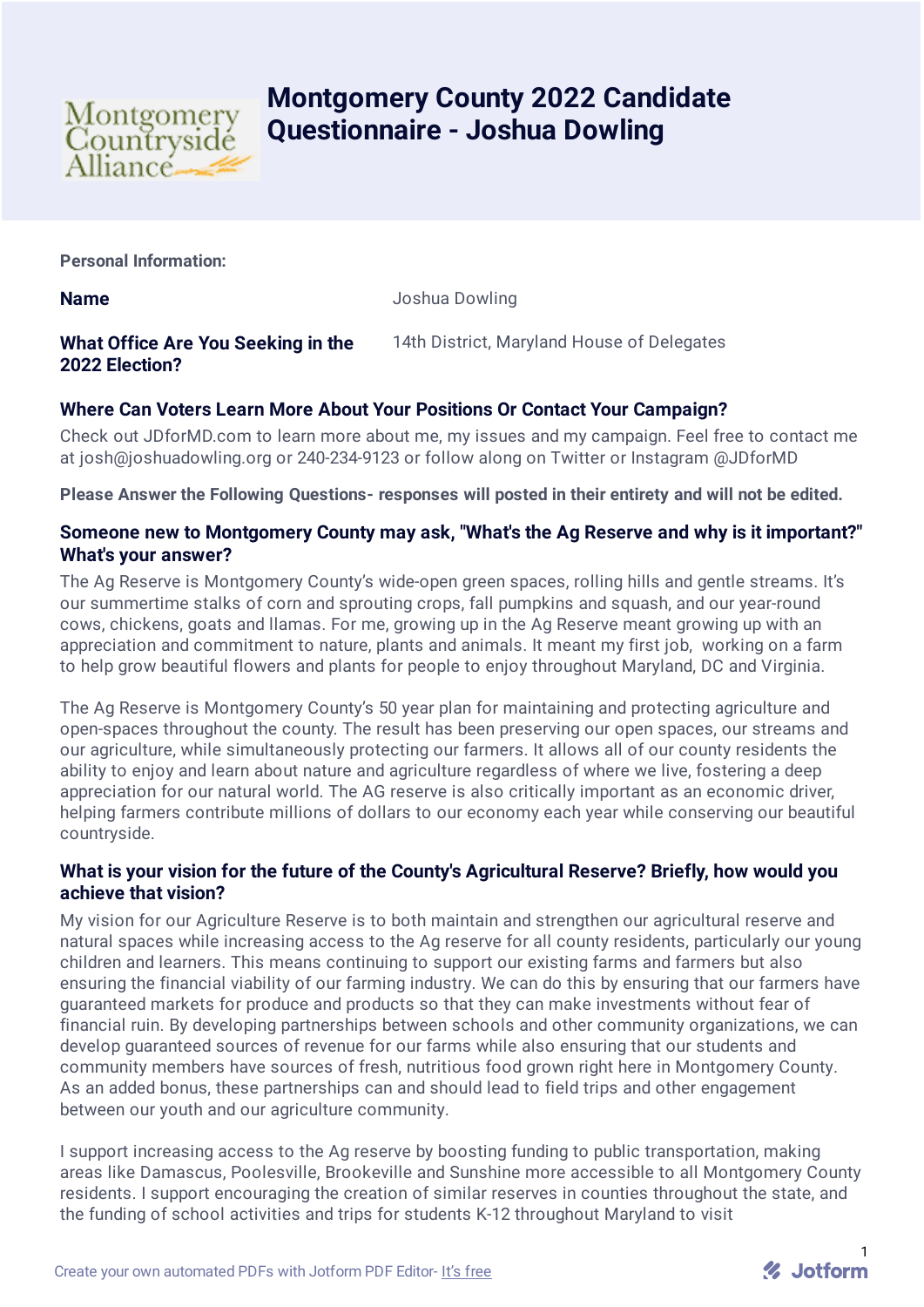# Montgomery County 2022 Candidate Questionnaire - Joshua Dowling

**Personal Information:**

**Name**

Joshua Dowling

**What Office Are You Seeking in the 2022 Election?**

14th District, Maryland House of Delegates

**Where Can Voters Learn More About Your Positions Or Contact Your Campaign?**

Check out JDforMD.com to learn more about me, my issues and my campaign. Feel free to contact me at josh@joshuadowling.org or 240-234-9123 or follow along on Twitter or Instagram @JDforMD

**Please Answer the Following Questions- responses will posted in their entirety and will not be edited.**

**Someone new to Montgomery County may ask, "What's the Ag Reserve and why is it important?" What's your answer?**

The Ag Reserve is Montgomery County's wide-open green spaces, rolling hills and gentle streams. It's our summertime stalks of corn and sprouting crops, fall pumpkins and squash, and our year-round cows, chickens, goats and llamas. For me, growing up in the Ag Reserve meant growing up with an appreciation and commitment to nature, plants and animals. It meant my first job, working on a farm to help grow beautiful flowers and plants for people to enjoy throughout Maryland, DC and Virginia.

The Ag Reserve is Montgomery County's 50 year plan for maintaining and protecting agriculture and open-spaces throughout the county. The result has been preserving our open spaces, our streams and our agriculture, while simultaneously protecting our farmers. It allows all of our county residents the ability to enjoy and learn about nature and agriculture regardless of where we live, fostering a deep appreciation for our natural world. The AG reserve is also critically important as an economic driver, helping farmers contribute millions of dollars to our economy each year while conserving our beautiful countryside.

**What is your vision for the future of the County's Agricultural Reserve? Briefly, how would you achieve that vision?**

My vision for our Agriculture Reserve is to both maintain and strengthen our agricultural reserve and natural spaces while increasing access to the Ag reserve for all county residents, particularly our young children and learners. This means continuing to support our existing farms and farmers but also ensuring the financial viability of our farming industry. We can do this by ensuring that our farmers have guaranteed markets for produce and products so that they can make investments without fear of financial ruin. By developing partnerships between schools and other community organizations, we can develop guaranteed sources of revenue for our farms while also ensuring that our students and community members have sources of fresh, nutritious food grown right here in Montgomery County. As an added bonus, these partnerships can and should lead to field trips and other engagement between our youth and our agriculture community.

I support increasing access to the Ag reserve by boosting funding to public transportation, making areas like Damascus, Poolesville, Brookeville and Sunshine more accessible to all Montgomery County residents. I support encouraging the creation of similar reserves in counties throughout the state, and the funding of school activities and trips for students K-12 throughout Maryland to visit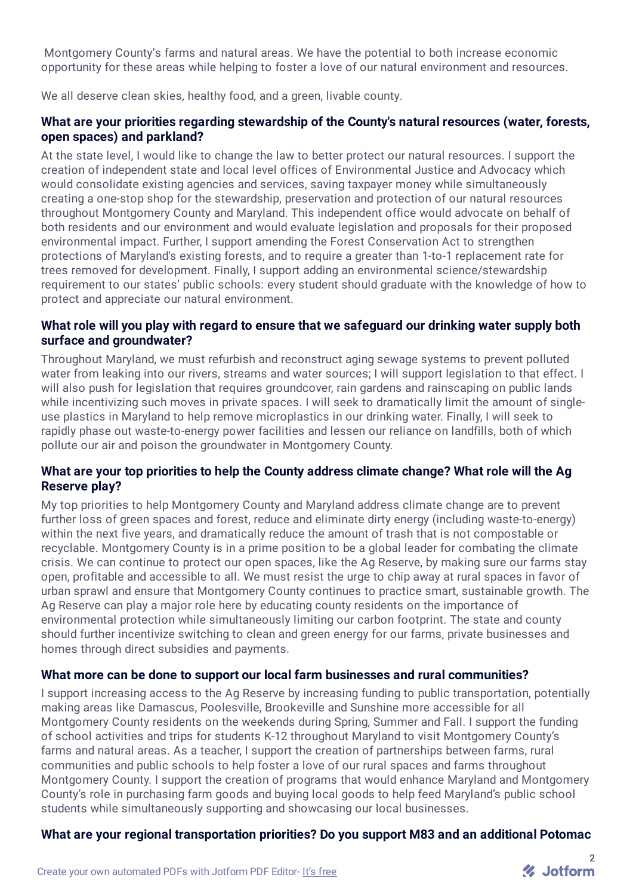Montgomery County's farms and natural areas. We have the potential to both increase economic opportunity for these areas while helping to foster a love of our natural environment and resources.

We all deserve clean skies, healthy food, and a green, livable county.

**What are your priorities regarding stewardship of the County's natural resources (water, forests, open spaces) and parkland?**

At the state level, I would like to change the law to better protect our natural resources. I support the creation of independent state and local level offices of Environmental Justice and Advocacy which would consolidate existing agencies and services, saving taxpayer money while simultaneously creating a one-stop shop for the stewardship, preservation and protection of our natural resources throughout Montgomery County and Maryland. This independent office would advocate on behalf of both residents and our environment and would evaluate legislation and proposals for their proposed environmental impact. Further, I support amending the Forest Conservation Act to strengthen protections of Maryland's existing forests, and to require a greater than 1-to-1 replacement rate for trees removed for development. Finally, I support adding an environmental science/stewardship requirement to our states' public schools: every student should graduate with the knowledge of how to protect and appreciate our natural environment.

**What role will you play with regard to ensure that we safeguard our drinking water supply both surface and groundwater?**

Throughout Maryland, we must refurbish and reconstruct aging sewage systems to prevent polluted water from leaking into our rivers, streams and water sources; I will support legislation to that effect. I will also push for legislation that requires groundcover, rain gardens and rainscaping on public lands while incentivizing such moves in private spaces. I will seek to dramatically limit the amount of single-use plastics in Maryland to help remove microplastics in our drinking water. Finally, I will seek to rapidly phase out waste-to-energy power facilities and lessen our reliance on landfills, both of which pollute our air and poison the groundwater in Montgomery County.

**What are your top priorities to help the County address climate change? What role will the Ag Reserve play?**

My top priorities to help Montgomery County and Maryland address climate change are to prevent further loss of green spaces and forest, reduce and eliminate dirty energy (including waste-to-energy) within the next five years, and dramatically reduce the amount of trash that is not compostable or recyclable. Montgomery County is in a prime position to be a global leader for combating the climate crisis. We can continue to protect our open spaces, like the Ag Reserve, by making sure our farms stay open, profitable and accessible to all. We must resist the urge to chip away at rural spaces in favor of urban sprawl and ensure that Montgomery County continues to practice smart, sustainable growth. The Ag Reserve can play a major role here by educating county residents on the importance of environmental protection while simultaneously limiting our carbon footprint. The state and county should further incentivize switching to clean and green energy for our farms, private businesses and homes through direct subsidies and payments.

**What more can be done to support our local farm businesses and rural communities?**

I support increasing access to the Ag Reserve by increasing funding to public transportation, potentially making areas like Damascus, Poolesville, Brookeville and Sunshine more accessible for all Montgomery County residents on the weekends during Spring, Summer and Fall. I support the funding of school activities and trips for students K-12 throughout Maryland to visit Montgomery County's farms and natural areas. As a teacher, I support the creation of partnerships between farms, rural communities and public schools to help foster a love of our rural spaces and farms throughout Montgomery County. I support the creation of programs that would enhance Maryland and Montgomery County's role in purchasing farm goods and buying local goods to help feed Maryland's public school students while simultaneously supporting and showcasing our local businesses.

**What are your regional transportation priorities? Do you support M83 and an additional Potomac**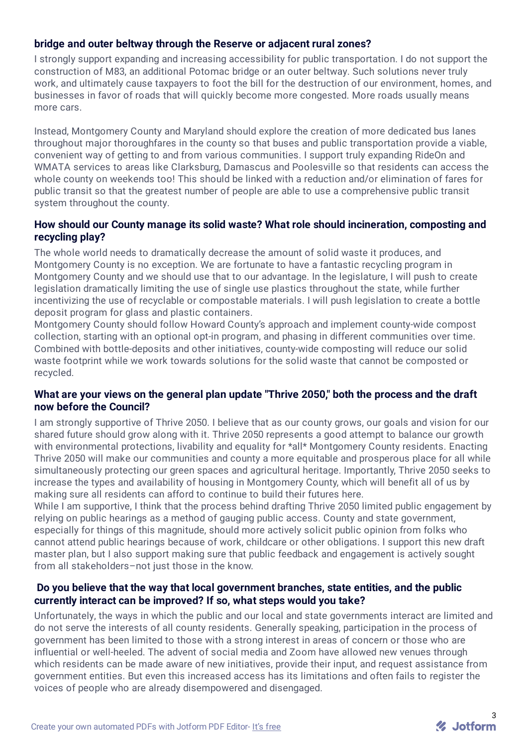**bridge and outer beltway through the Reserve or adjacent rural zones?**

I strongly support expanding and increasing accessibility for public transportation. I do not support the construction of M83, an additional Potomac bridge or an outer beltway. Such solutions never truly work, and ultimately cause taxpayers to foot the bill for the destruction of our environment, homes, and businesses in favor of roads that will quickly become more congested. More roads usually means more cars.

Instead, Montgomery County and Maryland should explore the creation of more dedicated bus lanes throughout major thoroughfares in the county so that buses and public transportation provide a viable, convenient way of getting to and from various communities. I support truly expanding RideOn and WMATA services to areas like Clarksburg, Damascus and Poolesville so that residents can access the whole county on weekends too! This should be linked with a reduction and/or elimination of fares for public transit so that the greatest number of people are able to use a comprehensive public transit system throughout the county.

**How should our County manage its solid waste? What role should incineration, composting and recycling play?**

The whole world needs to dramatically decrease the amount of solid waste it produces, and Montgomery County is no exception. We are fortunate to have a fantastic recycling program in Montgomery County and we should use that to our advantage. In the legislature, I will push to create legislation dramatically limiting the use of single use plastics throughout the state, while further incentivizing the use of recyclable or compostable materials. I will push legislation to create a bottle deposit program for glass and plastic containers.
Montgomery County should follow Howard County's approach and implement county-wide compost collection, starting with an optional opt-in program, and phasing in different communities over time. Combined with bottle-deposits and other initiatives, county-wide composting will reduce our solid waste footprint while we work towards solutions for the solid waste that cannot be composted or recycled.

**What are your views on the general plan update "Thrive 2050," both the process and the draft now before the Council?**

I am strongly supportive of Thrive 2050. I believe that as our county grows, our goals and vision for our shared future should grow along with it. Thrive 2050 represents a good attempt to balance our growth with environmental protections, livability and equality for *all* Montgomery County residents. Enacting Thrive 2050 will make our communities and county a more equitable and prosperous place for all while simultaneously protecting our green spaces and agricultural heritage. Importantly, Thrive 2050 seeks to increase the types and availability of housing in Montgomery County, which will benefit all of us by making sure all residents can afford to continue to build their futures here.
While I am supportive, I think that the process behind drafting Thrive 2050 limited public engagement by relying on public hearings as a method of gauging public access. County and state government, especially for things of this magnitude, should more actively solicit public opinion from folks who cannot attend public hearings because of work, childcare or other obligations. I support this new draft master plan, but I also support making sure that public feedback and engagement is actively sought from all stakeholders–not just those in the know.

**Do you believe that the way that local government branches, state entities, and the public currently interact can be improved? If so, what steps would you take?**

Unfortunately, the ways in which the public and our local and state governments interact are limited and do not serve the interests of all county residents. Generally speaking, participation in the process of government has been limited to those with a strong interest in areas of concern or those who are influential or well-heeled. The advent of social media and Zoom have allowed new venues through which residents can be made aware of new initiatives, provide their input, and request assistance from government entities. But even this increased access has its limitations and often fails to register the voices of people who are already disempowered and disengaged.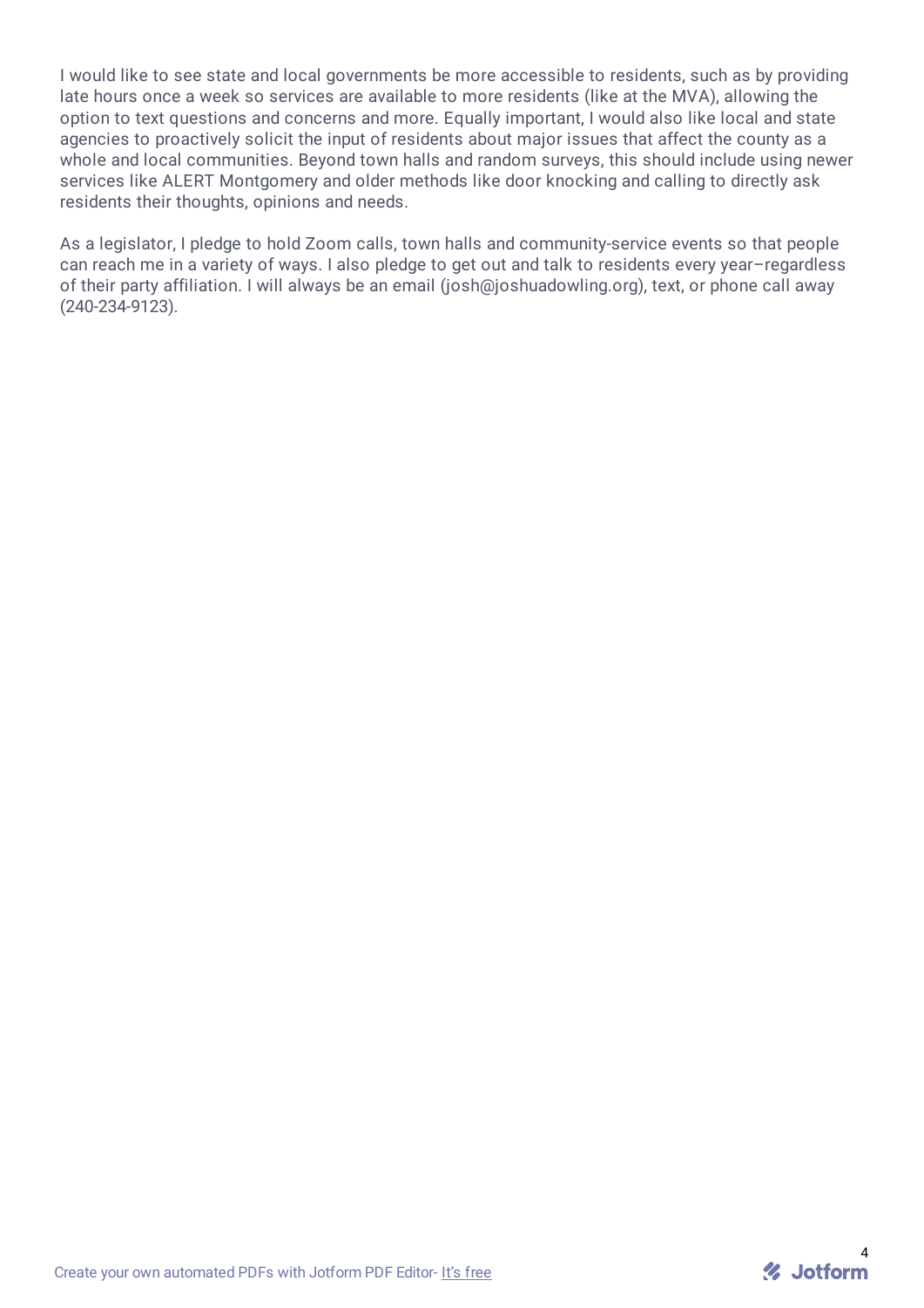I would like to see state and local governments be more accessible to residents, such as by providing late hours once a week so services are available to more residents (like at the MVA), allowing the option to text questions and concerns and more. Equally important, I would also like local and state agencies to proactively solicit the input of residents about major issues that affect the county as a whole and local communities. Beyond town halls and random surveys, this should include using newer services like ALERT Montgomery and older methods like door knocking and calling to directly ask residents their thoughts, opinions and needs.

As a legislator, I pledge to hold Zoom calls, town halls and community-service events so that people can reach me in a variety of ways. I also pledge to get out and talk to residents every year–regardless of their party affiliation. I will always be an email (josh@joshuadowling.org), text, or phone call away (240-234-9123).